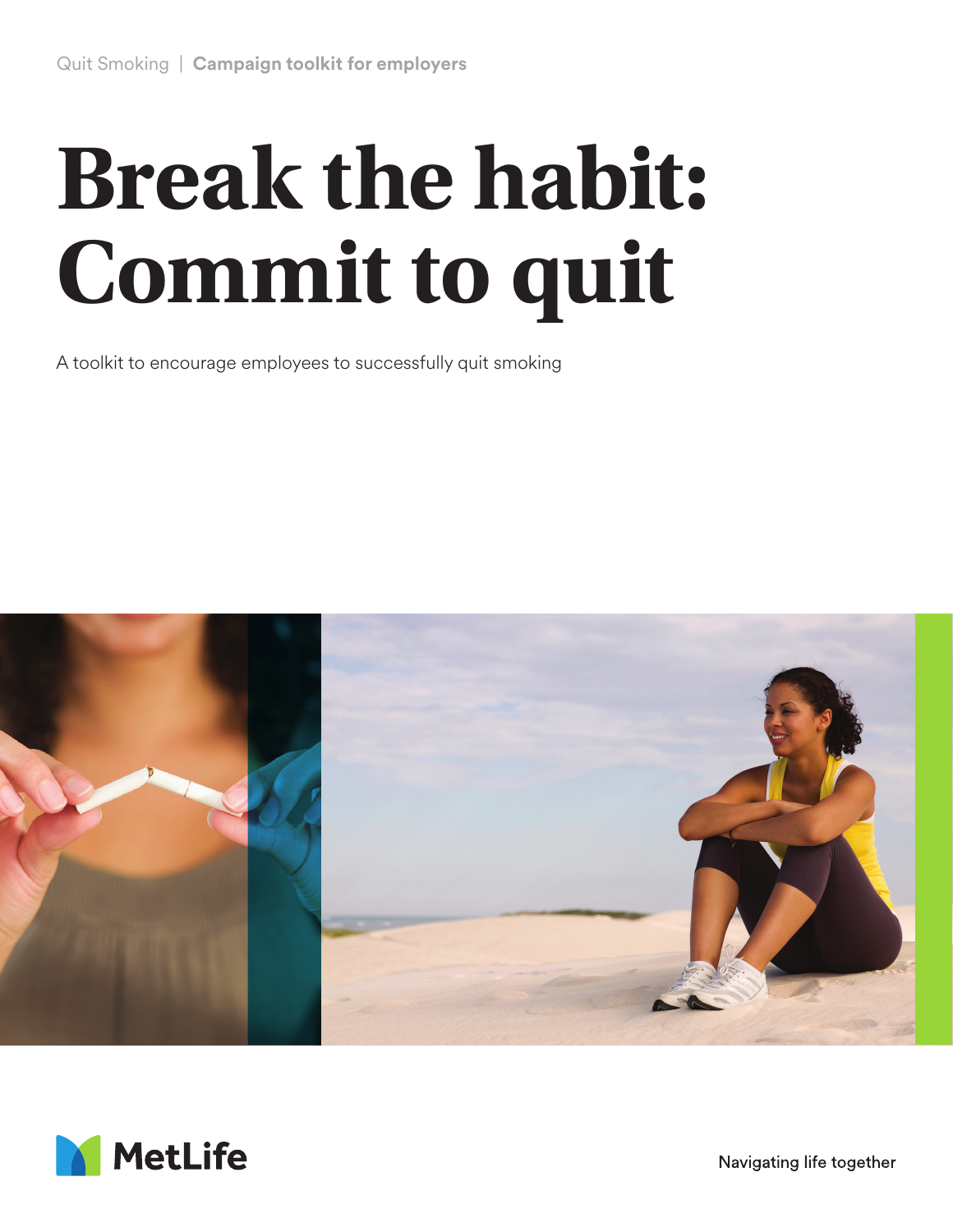Quit Smoking | **Campaign toolkit for employers**

# Break the habit: Commit to quit

A toolkit to encourage employees to successfully quit smoking

MetLife

Navigating life together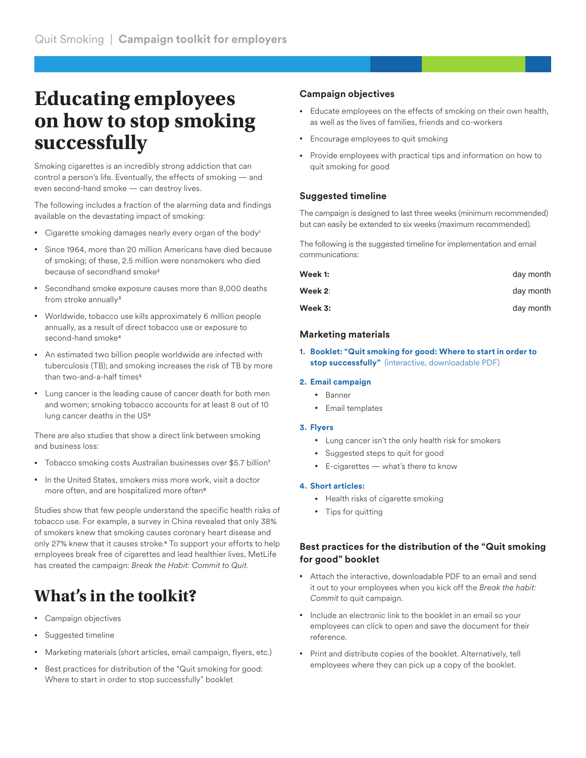# Educating employees on how to stop smoking successfully

Smoking cigarettes is an incredibly strong addiction that can control a person's life. Eventually, the effects of smoking — and even second-hand smoke — can destroy lives.

The following includes a fraction of the alarming data and findings available on the devastating impact of smoking:

- Cigarette smoking damages nearly every organ of the body[1]
- Since 1964, more than 20 million Americans have died because of smoking; of these, 2.5 million were nonsmokers who died because of secondhand smoke[2]
- Secondhand smoke exposure causes more than 8,000 deaths from stroke annually[3]
- Worldwide, tobacco use kills approximately 6 million people annually, as a result of direct tobacco use or exposure to second-hand smoke[4]
- An estimated two billion people worldwide are infected with tuberculosis (TB); and smoking increases the risk of TB by more than two-and-a-half times[5]
- Lung cancer is the leading cause of cancer death for both men and women; smoking tobacco accounts for at least 8 out of 10 lung cancer deaths in the US[6]

There are also studies that show a direct link between smoking and business loss:

- Tobacco smoking costs Australian businesses over $5.7 billion[7]
- In the United States, smokers miss more work, visit a doctor more often, and are hospitalized more often[8]

Studies show that few people understand the specific health risks of tobacco use. For example, a survey in China revealed that only 38% of smokers knew that smoking causes coronary heart disease and only 27% knew that it causes stroke.[4] To support your efforts to help employees break free of cigarettes and lead healthier lives, MetLife has created the campaign: *Break the Habit: Commit to Quit.*

## What's in the toolkit?

- Campaign objectives
- Suggested timeline
- Marketing materials (short articles, email campaign, flyers, etc.)
- Best practices for distribution of the "Quit smoking for good: Where to start in order to stop successfully" booklet

### Campaign objectives

- Educate employees on the effects of smoking on their own health, as well as the lives of families, friends and co-workers
- Encourage employees to quit smoking
- Provide employees with practical tips and information on how to quit smoking for good

### Suggested timeline

The campaign is designed to last three weeks (minimum recommended) but can easily be extended to six weeks (maximum recommended).

The following is the suggested timeline for implementation and email communications:

| | |
|---|---|
| **Week 1:** | day month |
| **Week 2**: | day month |
| **Week 3:** | day month |

### Marketing materials

1. **Booklet: "Quit smoking for good: Where to start in order to stop successfully"** (interactive, downloadable PDF)
2. **Email campaign**
   - Banner
   - Email templates
3. **Flyers**
   - Lung cancer isn't the only health risk for smokers
   - Suggested steps to quit for good
   - E-cigarettes — what's there to know
4. **Short articles:**
   - Health risks of cigarette smoking
   - Tips for quitting

### Best practices for the distribution of the "Quit smoking for good" booklet

- Attach the interactive, downloadable PDF to an email and send it out to your employees when you kick off the *Break the habit: Commit* to quit campaign.
- Include an electronic link to the booklet in an email so your employees can click to open and save the document for their reference.
- Print and distribute copies of the booklet. Alternatively, tell employees where they can pick up a copy of the booklet.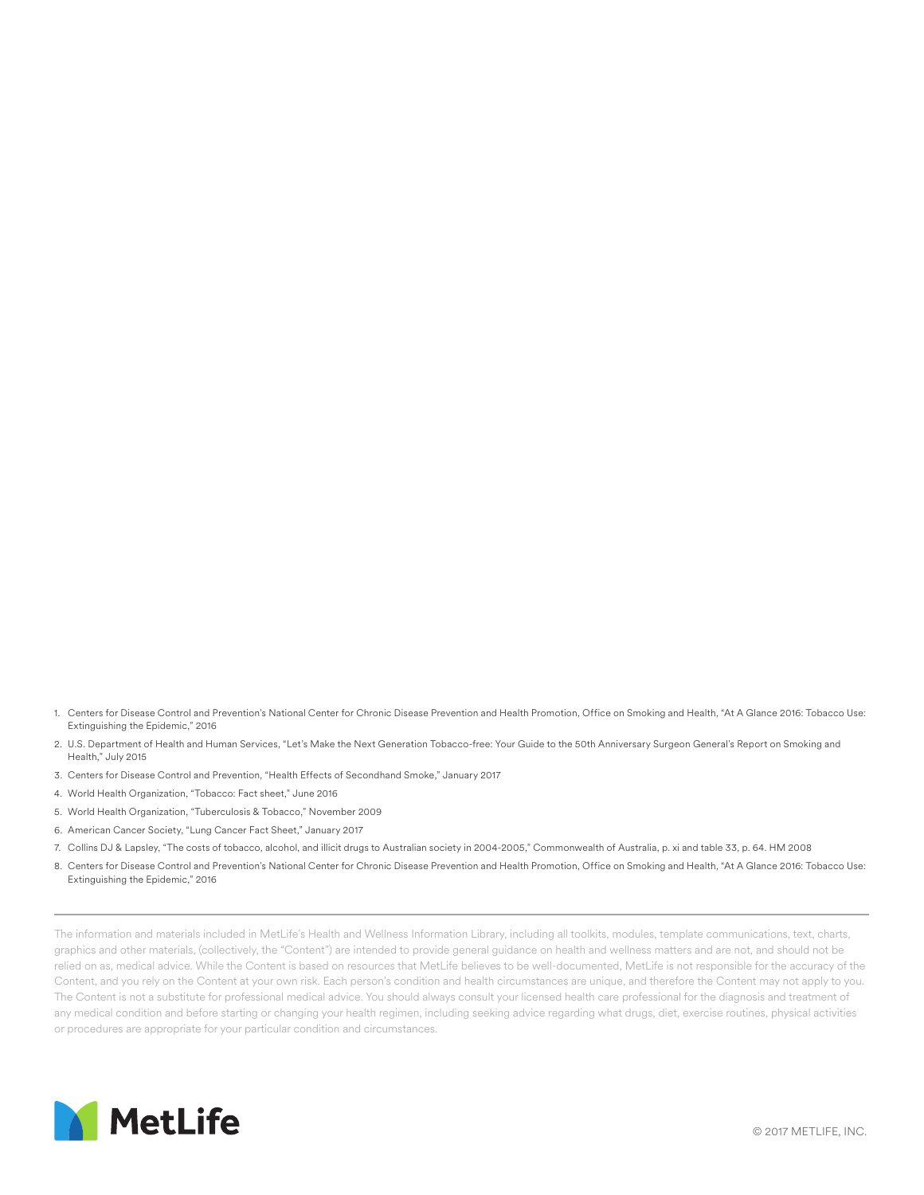1. Centers for Disease Control and Prevention's National Center for Chronic Disease Prevention and Health Promotion, Office on Smoking and Health, "At A Glance 2016: Tobacco Use: Extinguishing the Epidemic," 2016
2. U.S. Department of Health and Human Services, "Let's Make the Next Generation Tobacco-free: Your Guide to the 50th Anniversary Surgeon General's Report on Smoking and Health," July 2015
3. Centers for Disease Control and Prevention, "Health Effects of Secondhand Smoke," January 2017
4. World Health Organization, "Tobacco: Fact sheet," June 2016
5. World Health Organization, "Tuberculosis & Tobacco," November 2009
6. American Cancer Society, "Lung Cancer Fact Sheet," January 2017
7. Collins DJ & Lapsley, "The costs of tobacco, alcohol, and illicit drugs to Australian society in 2004-2005," Commonwealth of Australia, p. xi and table 33, p. 64. HM 2008
8. Centers for Disease Control and Prevention's National Center for Chronic Disease Prevention and Health Promotion, Office on Smoking and Health, "At A Glance 2016: Tobacco Use: Extinguishing the Epidemic," 2016

---

The information and materials included in MetLife's Health and Wellness Information Library, including all toolkits, modules, template communications, text, charts, graphics and other materials, (collectively, the "Content") are intended to provide general guidance on health and wellness matters and are not, and should not be relied on as, medical advice. While the Content is based on resources that MetLife believes to be well-documented, MetLife is not responsible for the accuracy of the Content, and you rely on the Content at your own risk. Each person's condition and health circumstances are unique, and therefore the Content may not apply to you. The Content is not a substitute for professional medical advice. You should always consult your licensed health care professional for the diagnosis and treatment of any medical condition and before starting or changing your health regimen, including seeking advice regarding what drugs, diet, exercise routines, physical activities or procedures are appropriate for your particular condition and circumstances.

MetLife

© 2017 METLIFE, INC.